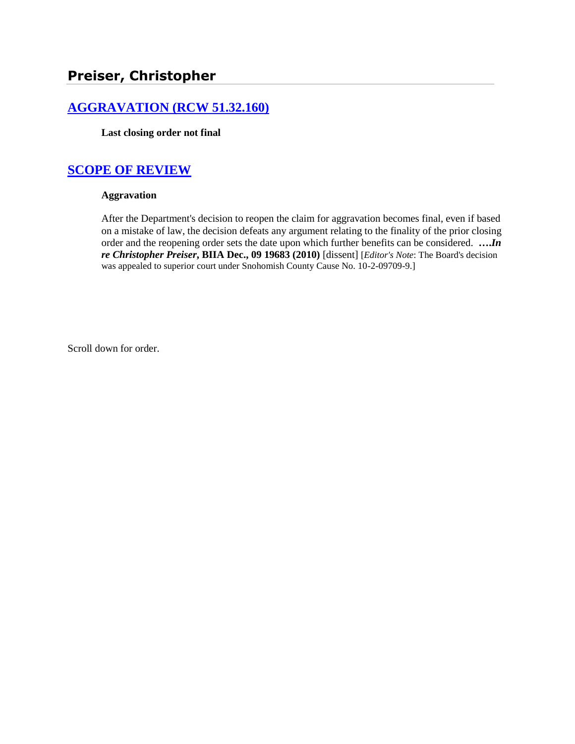## Preiser, Christopher

### [AGGRAVATION (RCW 51.32.160)]

**Last closing order not final**

### [SCOPE OF REVIEW]

**Aggravation**

After the Department's decision to reopen the claim for aggravation becomes final, even if based on a mistake of law, the decision defeats any argument relating to the finality of the prior closing order and the reopening order sets the date upon which further benefits can be considered. ***….In re Christopher Preiser*, BIIA Dec., 09 19683 (2010)** [dissent] [*Editor's Note*: The Board's decision was appealed to superior court under Snohomish County Cause No. 10-2-09709-9.]

Scroll down for order.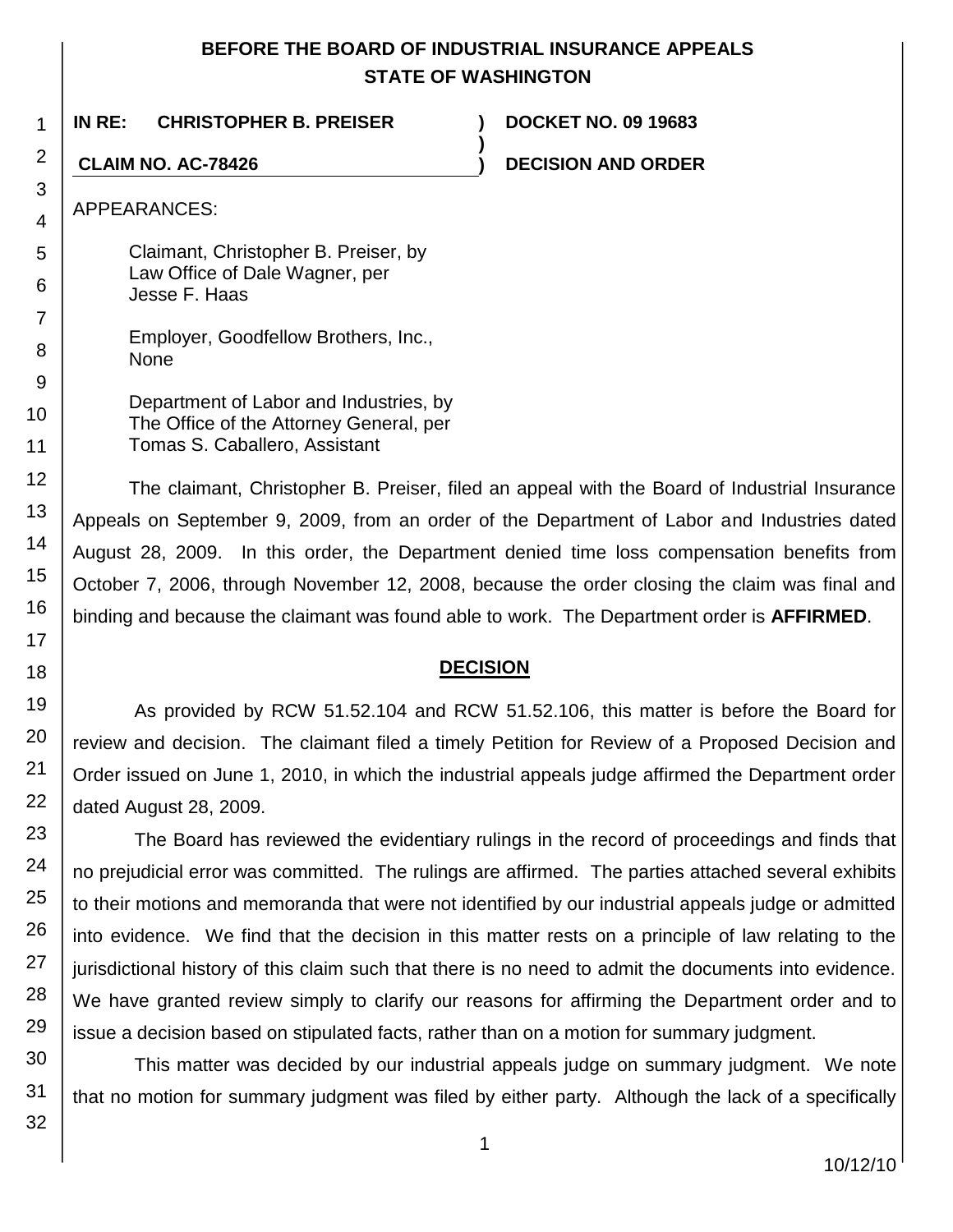# BEFORE THE BOARD OF INDUSTRIAL INSURANCE APPEALS
## STATE OF WASHINGTON

**IN RE: CHRISTOPHER B. PREISER** ) **DOCKET NO. 09 19683**
)
**CLAIM NO. AC-78426** ) **DECISION AND ORDER**

APPEARANCES:

Claimant, Christopher B. Preiser, by
Law Office of Dale Wagner, per
Jesse F. Haas

Employer, Goodfellow Brothers, Inc.,
None

Department of Labor and Industries, by
The Office of the Attorney General, per
Tomas S. Caballero, Assistant

The claimant, Christopher B. Preiser, filed an appeal with the Board of Industrial Insurance Appeals on September 9, 2009, from an order of the Department of Labor and Industries dated August 28, 2009. In this order, the Department denied time loss compensation benefits from October 7, 2006, through November 12, 2008, because the order closing the claim was final and binding and because the claimant was found able to work. The Department order is **AFFIRMED**.

## DECISION

As provided by RCW 51.52.104 and RCW 51.52.106, this matter is before the Board for review and decision. The claimant filed a timely Petition for Review of a Proposed Decision and Order issued on June 1, 2010, in which the industrial appeals judge affirmed the Department order dated August 28, 2009.

The Board has reviewed the evidentiary rulings in the record of proceedings and finds that no prejudicial error was committed. The rulings are affirmed. The parties attached several exhibits to their motions and memoranda that were not identified by our industrial appeals judge or admitted into evidence. We find that the decision in this matter rests on a principle of law relating to the jurisdictional history of this claim such that there is no need to admit the documents into evidence. We have granted review simply to clarify our reasons for affirming the Department order and to issue a decision based on stipulated facts, rather than on a motion for summary judgment.

This matter was decided by our industrial appeals judge on summary judgment. We note that no motion for summary judgment was filed by either party. Although the lack of a specifically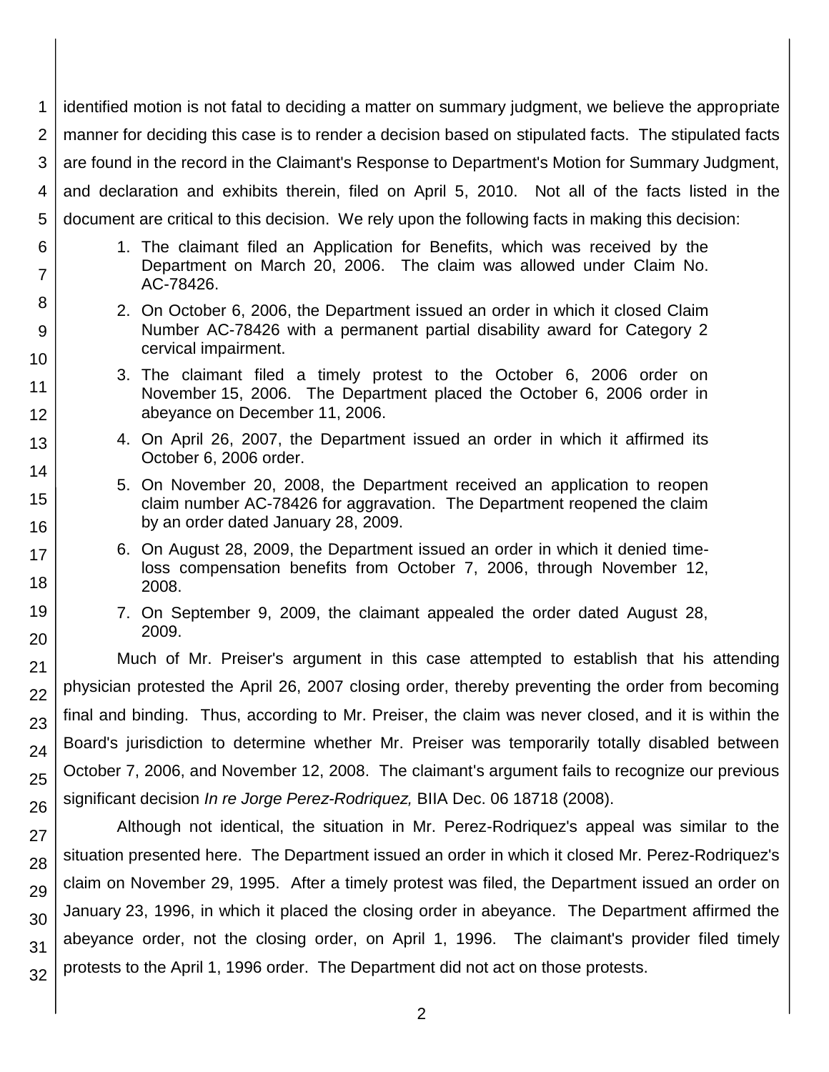identified motion is not fatal to deciding a matter on summary judgment, we believe the appropriate manner for deciding this case is to render a decision based on stipulated facts. The stipulated facts are found in the record in the Claimant's Response to Department's Motion for Summary Judgment, and declaration and exhibits therein, filed on April 5, 2010. Not all of the facts listed in the document are critical to this decision. We rely upon the following facts in making this decision:

1. The claimant filed an Application for Benefits, which was received by the Department on March 20, 2006. The claim was allowed under Claim No. AC-78426.
2. On October 6, 2006, the Department issued an order in which it closed Claim Number AC-78426 with a permanent partial disability award for Category 2 cervical impairment.
3. The claimant filed a timely protest to the October 6, 2006 order on November 15, 2006. The Department placed the October 6, 2006 order in abeyance on December 11, 2006.
4. On April 26, 2007, the Department issued an order in which it affirmed its October 6, 2006 order.
5. On November 20, 2008, the Department received an application to reopen claim number AC-78426 for aggravation. The Department reopened the claim by an order dated January 28, 2009.
6. On August 28, 2009, the Department issued an order in which it denied time-loss compensation benefits from October 7, 2006, through November 12, 2008.
7. On September 9, 2009, the claimant appealed the order dated August 28, 2009.

Much of Mr. Preiser's argument in this case attempted to establish that his attending physician protested the April 26, 2007 closing order, thereby preventing the order from becoming final and binding. Thus, according to Mr. Preiser, the claim was never closed, and it is within the Board's jurisdiction to determine whether Mr. Preiser was temporarily totally disabled between October 7, 2006, and November 12, 2008. The claimant's argument fails to recognize our previous significant decision *In re Jorge Perez-Rodriquez,* BIIA Dec. 06 18718 (2008).

Although not identical, the situation in Mr. Perez-Rodriquez's appeal was similar to the situation presented here. The Department issued an order in which it closed Mr. Perez-Rodriquez's claim on November 29, 1995. After a timely protest was filed, the Department issued an order on January 23, 1996, in which it placed the closing order in abeyance. The Department affirmed the abeyance order, not the closing order, on April 1, 1996. The claimant's provider filed timely protests to the April 1, 1996 order. The Department did not act on those protests.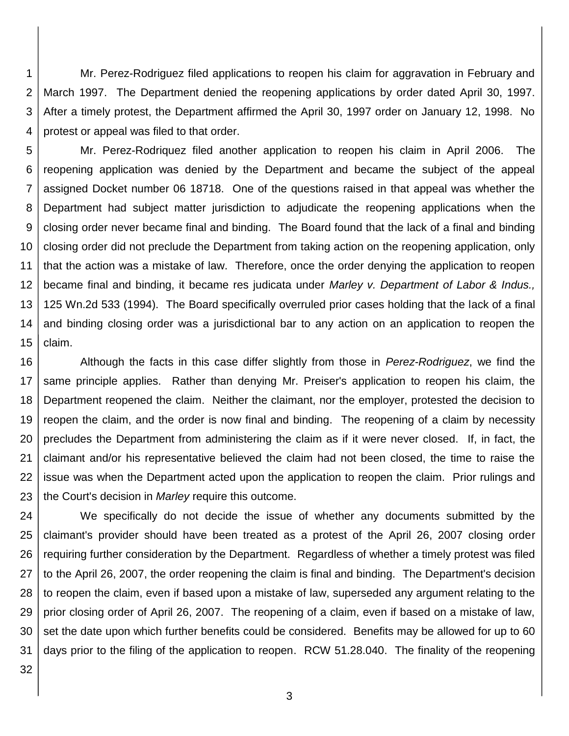Mr. Perez-Rodriguez filed applications to reopen his claim for aggravation in February and March 1997. The Department denied the reopening applications by order dated April 30, 1997. After a timely protest, the Department affirmed the April 30, 1997 order on January 12, 1998. No protest or appeal was filed to that order.

Mr. Perez-Rodriquez filed another application to reopen his claim in April 2006. The reopening application was denied by the Department and became the subject of the appeal assigned Docket number 06 18718. One of the questions raised in that appeal was whether the Department had subject matter jurisdiction to adjudicate the reopening applications when the closing order never became final and binding. The Board found that the lack of a final and binding closing order did not preclude the Department from taking action on the reopening application, only that the action was a mistake of law. Therefore, once the order denying the application to reopen became final and binding, it became res judicata under *Marley v. Department of Labor & Indus.,* 125 Wn.2d 533 (1994). The Board specifically overruled prior cases holding that the lack of a final and binding closing order was a jurisdictional bar to any action on an application to reopen the claim.

Although the facts in this case differ slightly from those in *Perez-Rodriguez*, we find the same principle applies. Rather than denying Mr. Preiser's application to reopen his claim, the Department reopened the claim. Neither the claimant, nor the employer, protested the decision to reopen the claim, and the order is now final and binding. The reopening of a claim by necessity precludes the Department from administering the claim as if it were never closed. If, in fact, the claimant and/or his representative believed the claim had not been closed, the time to raise the issue was when the Department acted upon the application to reopen the claim. Prior rulings and the Court's decision in *Marley* require this outcome.

We specifically do not decide the issue of whether any documents submitted by the claimant's provider should have been treated as a protest of the April 26, 2007 closing order requiring further consideration by the Department. Regardless of whether a timely protest was filed to the April 26, 2007, the order reopening the claim is final and binding. The Department's decision to reopen the claim, even if based upon a mistake of law, superseded any argument relating to the prior closing order of April 26, 2007. The reopening of a claim, even if based on a mistake of law, set the date upon which further benefits could be considered. Benefits may be allowed for up to 60 days prior to the filing of the application to reopen. RCW 51.28.040. The finality of the reopening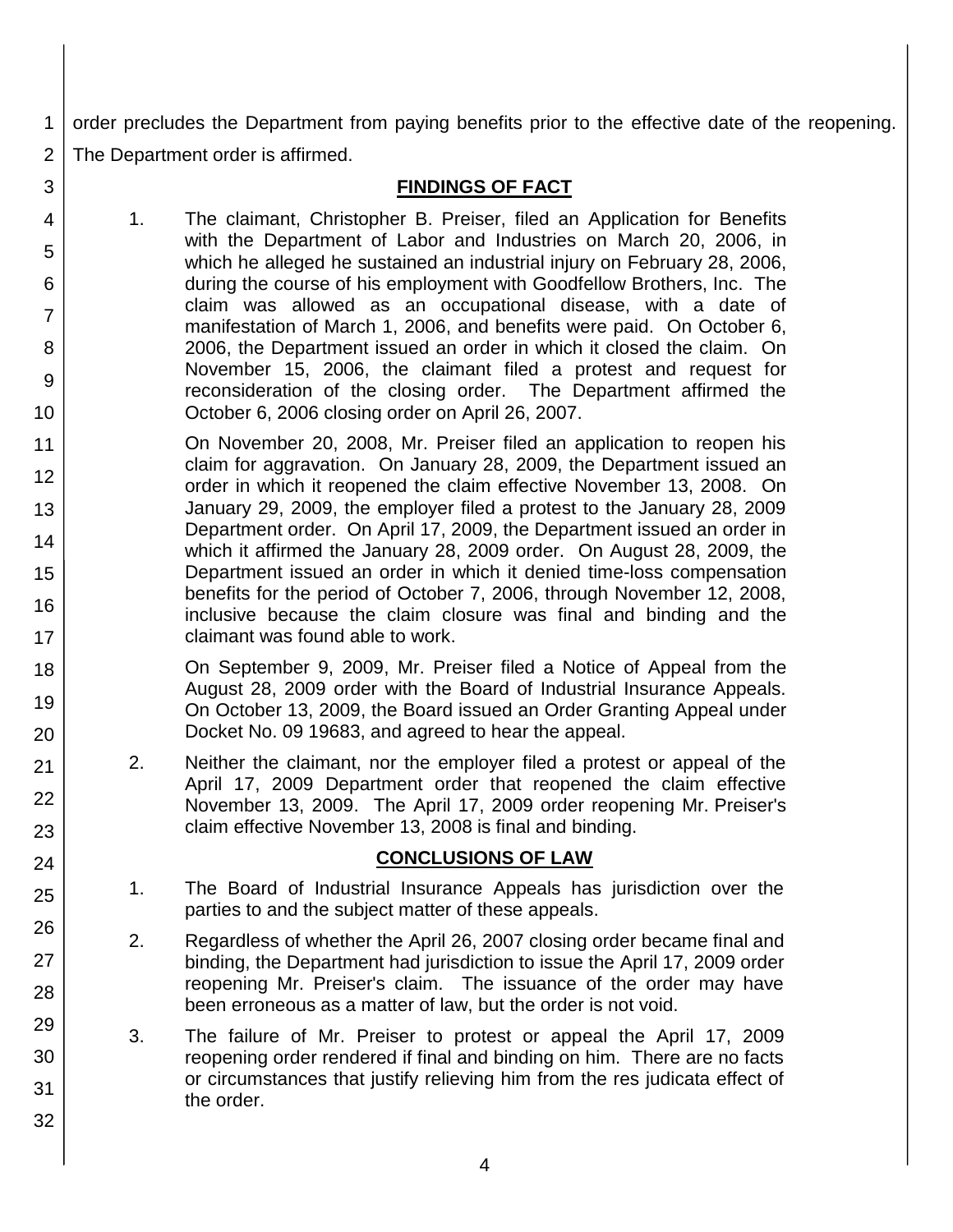order precludes the Department from paying benefits prior to the effective date of the reopening. The Department order is affirmed.

## FINDINGS OF FACT

1. The claimant, Christopher B. Preiser, filed an Application for Benefits with the Department of Labor and Industries on March 20, 2006, in which he alleged he sustained an industrial injury on February 28, 2006, during the course of his employment with Goodfellow Brothers, Inc. The claim was allowed as an occupational disease, with a date of manifestation of March 1, 2006, and benefits were paid. On October 6, 2006, the Department issued an order in which it closed the claim. On November 15, 2006, the claimant filed a protest and request for reconsideration of the closing order. The Department affirmed the October 6, 2006 closing order on April 26, 2007.

   On November 20, 2008, Mr. Preiser filed an application to reopen his claim for aggravation. On January 28, 2009, the Department issued an order in which it reopened the claim effective November 13, 2008. On January 29, 2009, the employer filed a protest to the January 28, 2009 Department order. On April 17, 2009, the Department issued an order in which it affirmed the January 28, 2009 order. On August 28, 2009, the Department issued an order in which it denied time-loss compensation benefits for the period of October 7, 2006, through November 12, 2008, inclusive because the claim closure was final and binding and the claimant was found able to work.

   On September 9, 2009, Mr. Preiser filed a Notice of Appeal from the August 28, 2009 order with the Board of Industrial Insurance Appeals. On October 13, 2009, the Board issued an Order Granting Appeal under Docket No. 09 19683, and agreed to hear the appeal.

2. Neither the claimant, nor the employer filed a protest or appeal of the April 17, 2009 Department order that reopened the claim effective November 13, 2009. The April 17, 2009 order reopening Mr. Preiser's claim effective November 13, 2008 is final and binding.

## CONCLUSIONS OF LAW

1. The Board of Industrial Insurance Appeals has jurisdiction over the parties to and the subject matter of these appeals.

2. Regardless of whether the April 26, 2007 closing order became final and binding, the Department had jurisdiction to issue the April 17, 2009 order reopening Mr. Preiser's claim. The issuance of the order may have been erroneous as a matter of law, but the order is not void.

3. The failure of Mr. Preiser to protest or appeal the April 17, 2009 reopening order rendered if final and binding on him. There are no facts or circumstances that justify relieving him from the res judicata effect of the order.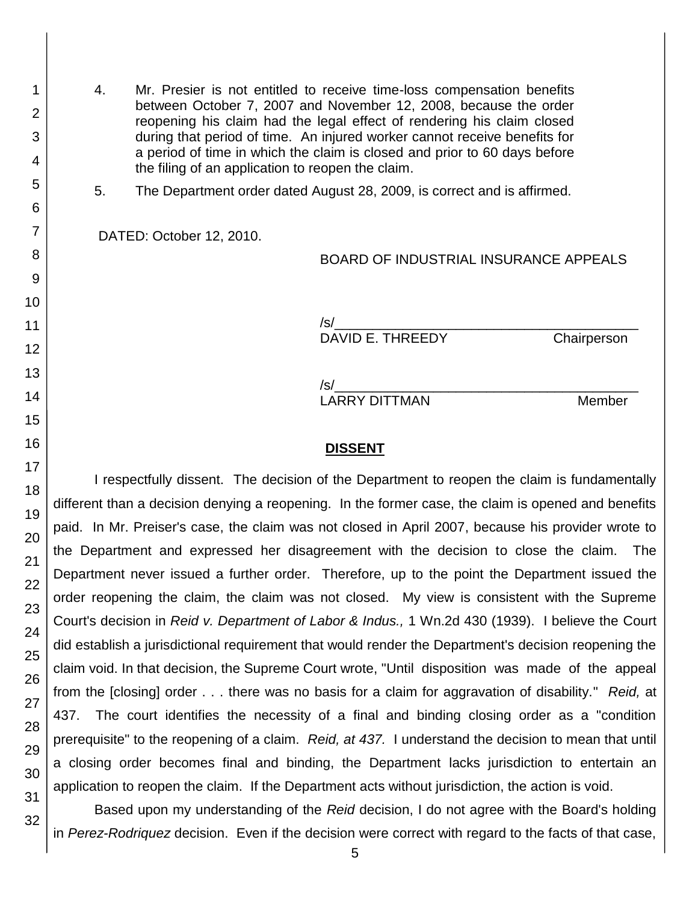4. Mr. Presier is not entitled to receive time-loss compensation benefits between October 7, 2007 and November 12, 2008, because the order reopening his claim had the legal effect of rendering his claim closed during that period of time. An injured worker cannot receive benefits for a period of time in which the claim is closed and prior to 60 days before the filing of an application to reopen the claim.

5. The Department order dated August 28, 2009, is correct and is affirmed.

DATED: October 12, 2010.

BOARD OF INDUSTRIAL INSURANCE APPEALS

/s/
DAVID E. THREEDY Chairperson

/s/
LARRY DITTMAN Member

**DISSENT**

I respectfully dissent. The decision of the Department to reopen the claim is fundamentally different than a decision denying a reopening. In the former case, the claim is opened and benefits paid. In Mr. Preiser's case, the claim was not closed in April 2007, because his provider wrote to the Department and expressed her disagreement with the decision to close the claim. The Department never issued a further order. Therefore, up to the point the Department issued the order reopening the claim, the claim was not closed. My view is consistent with the Supreme Court's decision in *Reid v. Department of Labor & Indus.,* 1 Wn.2d 430 (1939). I believe the Court did establish a jurisdictional requirement that would render the Department's decision reopening the claim void. In that decision, the Supreme Court wrote, "Until disposition was made of the appeal from the [closing] order . . . there was no basis for a claim for aggravation of disability." *Reid,* at 437. The court identifies the necessity of a final and binding closing order as a "condition prerequisite" to the reopening of a claim. *Reid, at 437.* I understand the decision to mean that until a closing order becomes final and binding, the Department lacks jurisdiction to entertain an application to reopen the claim. If the Department acts without jurisdiction, the action is void.

Based upon my understanding of the *Reid* decision, I do not agree with the Board's holding in *Perez-Rodriquez* decision. Even if the decision were correct with regard to the facts of that case,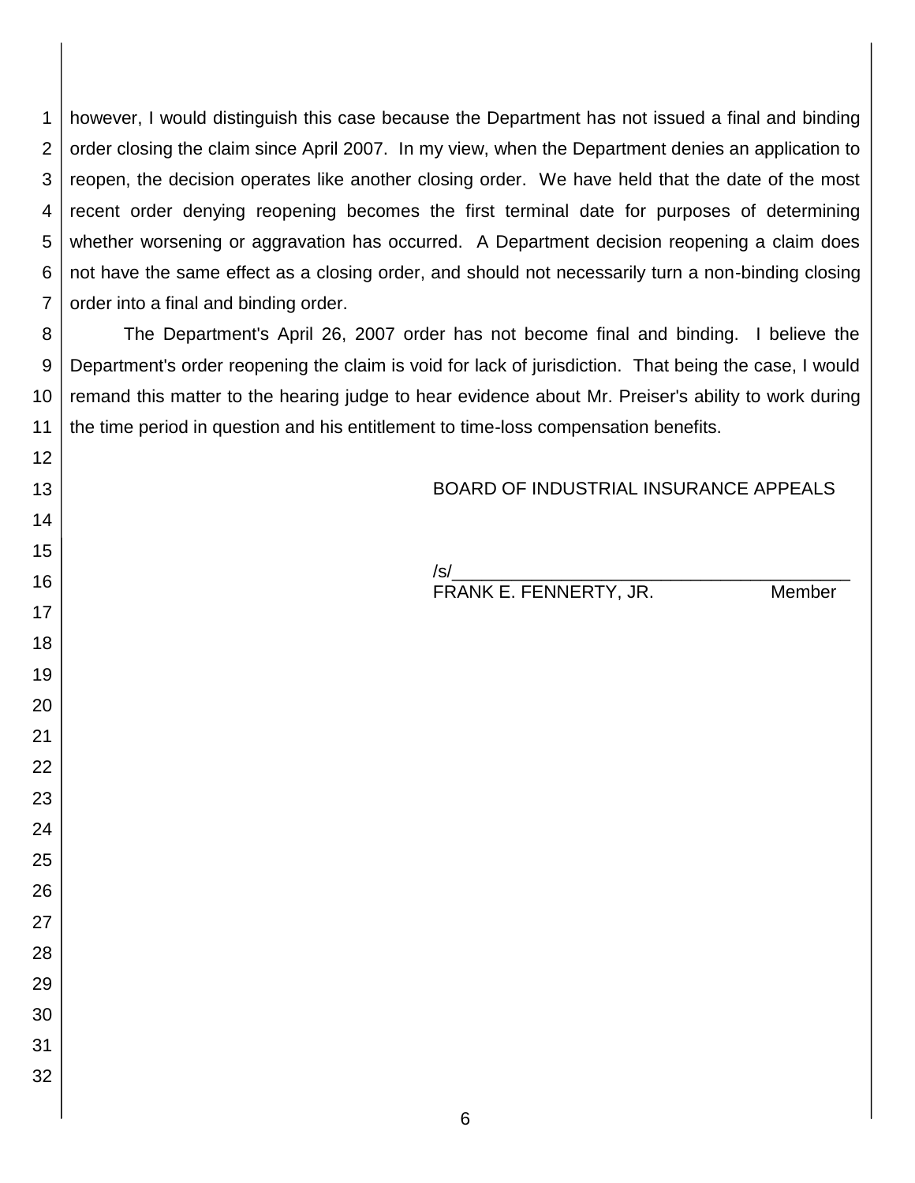however, I would distinguish this case because the Department has not issued a final and binding order closing the claim since April 2007. In my view, when the Department denies an application to reopen, the decision operates like another closing order. We have held that the date of the most recent order denying reopening becomes the first terminal date for purposes of determining whether worsening or aggravation has occurred. A Department decision reopening a claim does not have the same effect as a closing order, and should not necessarily turn a non-binding closing order into a final and binding order.

The Department's April 26, 2007 order has not become final and binding. I believe the Department's order reopening the claim is void for lack of jurisdiction. That being the case, I would remand this matter to the hearing judge to hear evidence about Mr. Preiser's ability to work during the time period in question and his entitlement to time-loss compensation benefits.

BOARD OF INDUSTRIAL INSURANCE APPEALS

/s/________________________________________
FRANK E. FENNERTY, JR. Member